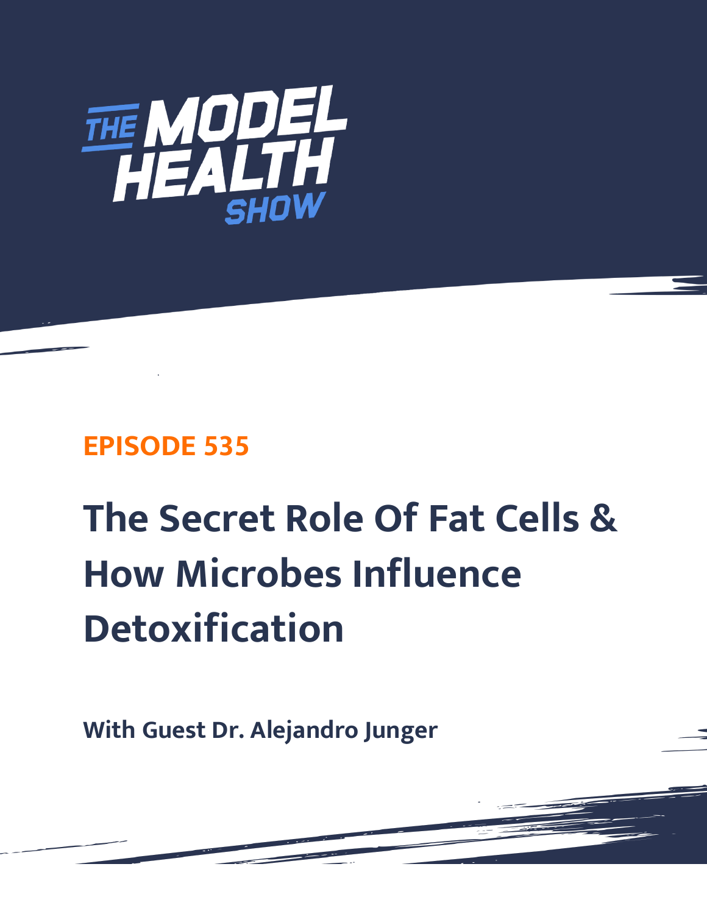THE MODEL HEALTH SHOW

**EPISODE 535**

# The Secret Role Of Fat Cells & How Microbes Influence Detoxification

**With Guest Dr. Alejandro Junger**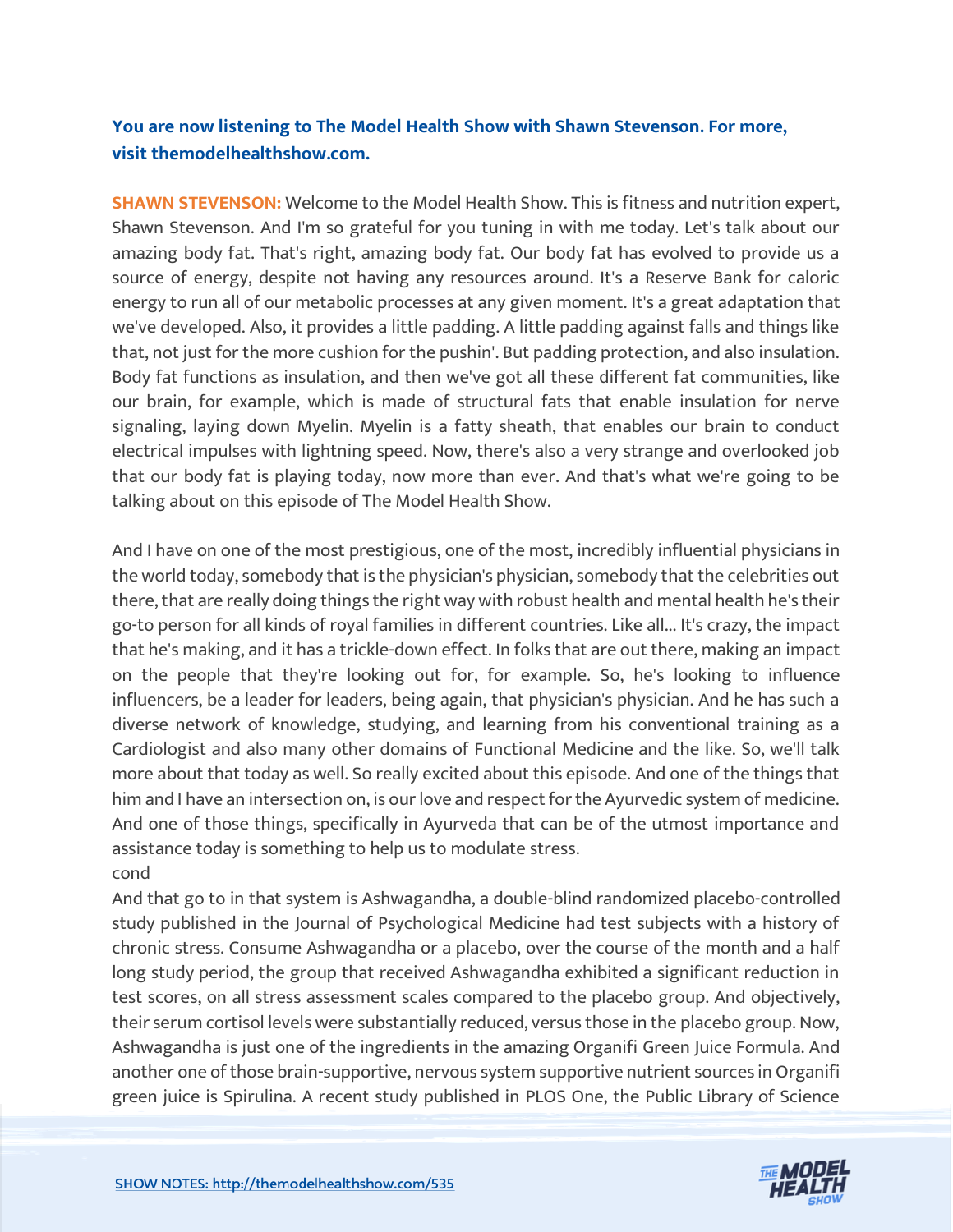**You are now listening to The Model Health Show with Shawn Stevenson. For more, visit themodelhealthshow.com.**

**SHAWN STEVENSON:** Welcome to the Model Health Show. This is fitness and nutrition expert, Shawn Stevenson. And I'm so grateful for you tuning in with me today. Let's talk about our amazing body fat. That's right, amazing body fat. Our body fat has evolved to provide us a source of energy, despite not having any resources around. It's a Reserve Bank for caloric energy to run all of our metabolic processes at any given moment. It's a great adaptation that we've developed. Also, it provides a little padding. A little padding against falls and things like that, not just for the more cushion for the pushin'. But padding protection, and also insulation. Body fat functions as insulation, and then we've got all these different fat communities, like our brain, for example, which is made of structural fats that enable insulation for nerve signaling, laying down Myelin. Myelin is a fatty sheath, that enables our brain to conduct electrical impulses with lightning speed. Now, there's also a very strange and overlooked job that our body fat is playing today, now more than ever. And that's what we're going to be talking about on this episode of The Model Health Show.

And I have on one of the most prestigious, one of the most, incredibly influential physicians in the world today, somebody that is the physician's physician, somebody that the celebrities out there, that are really doing things the right way with robust health and mental health he's their go-to person for all kinds of royal families in different countries. Like all... It's crazy, the impact that he's making, and it has a trickle-down effect. In folks that are out there, making an impact on the people that they're looking out for, for example. So, he's looking to influence influencers, be a leader for leaders, being again, that physician's physician. And he has such a diverse network of knowledge, studying, and learning from his conventional training as a Cardiologist and also many other domains of Functional Medicine and the like. So, we'll talk more about that today as well. So really excited about this episode. And one of the things that him and I have an intersection on, is our love and respect for the Ayurvedic system of medicine. And one of those things, specifically in Ayurveda that can be of the utmost importance and assistance today is something to help us to modulate stress.
cond
And that go to in that system is Ashwagandha, a double-blind randomized placebo-controlled study published in the Journal of Psychological Medicine had test subjects with a history of chronic stress. Consume Ashwagandha or a placebo, over the course of the month and a half long study period, the group that received Ashwagandha exhibited a significant reduction in test scores, on all stress assessment scales compared to the placebo group. And objectively, their serum cortisol levels were substantially reduced, versus those in the placebo group. Now, Ashwagandha is just one of the ingredients in the amazing Organifi Green Juice Formula. And another one of those brain-supportive, nervous system supportive nutrient sources in Organifi green juice is Spirulina. A recent study published in PLOS One, the Public Library of Science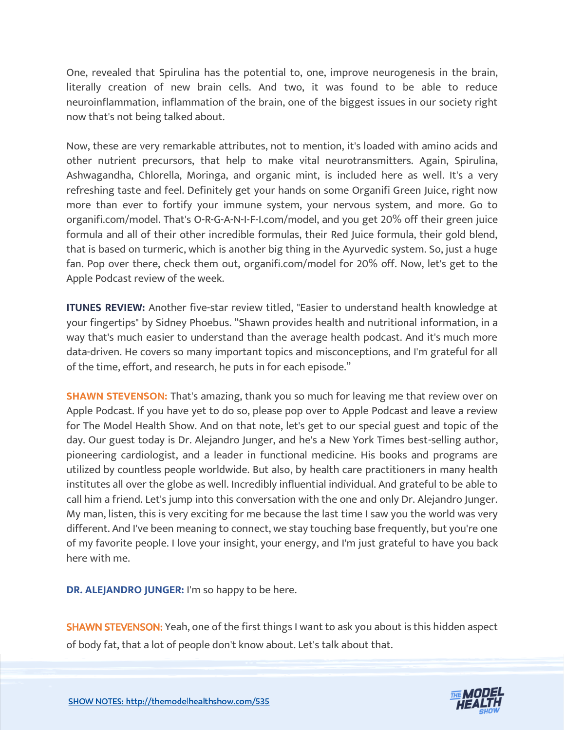One, revealed that Spirulina has the potential to, one, improve neurogenesis in the brain, literally creation of new brain cells. And two, it was found to be able to reduce neuroinflammation, inflammation of the brain, one of the biggest issues in our society right now that's not being talked about.

Now, these are very remarkable attributes, not to mention, it's loaded with amino acids and other nutrient precursors, that help to make vital neurotransmitters. Again, Spirulina, Ashwagandha, Chlorella, Moringa, and organic mint, is included here as well. It's a very refreshing taste and feel. Definitely get your hands on some Organifi Green Juice, right now more than ever to fortify your immune system, your nervous system, and more. Go to organifi.com/model. That's O-R-G-A-N-I-F-I.com/model, and you get 20% off their green juice formula and all of their other incredible formulas, their Red Juice formula, their gold blend, that is based on turmeric, which is another big thing in the Ayurvedic system. So, just a huge fan. Pop over there, check them out, organifi.com/model for 20% off. Now, let's get to the Apple Podcast review of the week.

**ITUNES REVIEW:** Another five-star review titled, "Easier to understand health knowledge at your fingertips" by Sidney Phoebus. "Shawn provides health and nutritional information, in a way that's much easier to understand than the average health podcast. And it's much more data-driven. He covers so many important topics and misconceptions, and I'm grateful for all of the time, effort, and research, he puts in for each episode."

**SHAWN STEVENSON:** That's amazing, thank you so much for leaving me that review over on Apple Podcast. If you have yet to do so, please pop over to Apple Podcast and leave a review for The Model Health Show. And on that note, let's get to our special guest and topic of the day. Our guest today is Dr. Alejandro Junger, and he's a New York Times best-selling author, pioneering cardiologist, and a leader in functional medicine. His books and programs are utilized by countless people worldwide. But also, by health care practitioners in many health institutes all over the globe as well. Incredibly influential individual. And grateful to be able to call him a friend. Let's jump into this conversation with the one and only Dr. Alejandro Junger. My man, listen, this is very exciting for me because the last time I saw you the world was very different. And I've been meaning to connect, we stay touching base frequently, but you're one of my favorite people. I love your insight, your energy, and I'm just grateful to have you back here with me.

**DR. ALEJANDRO JUNGER:** I'm so happy to be here.

**SHAWN STEVENSON:** Yeah, one of the first things I want to ask you about is this hidden aspect of body fat, that a lot of people don't know about. Let's talk about that.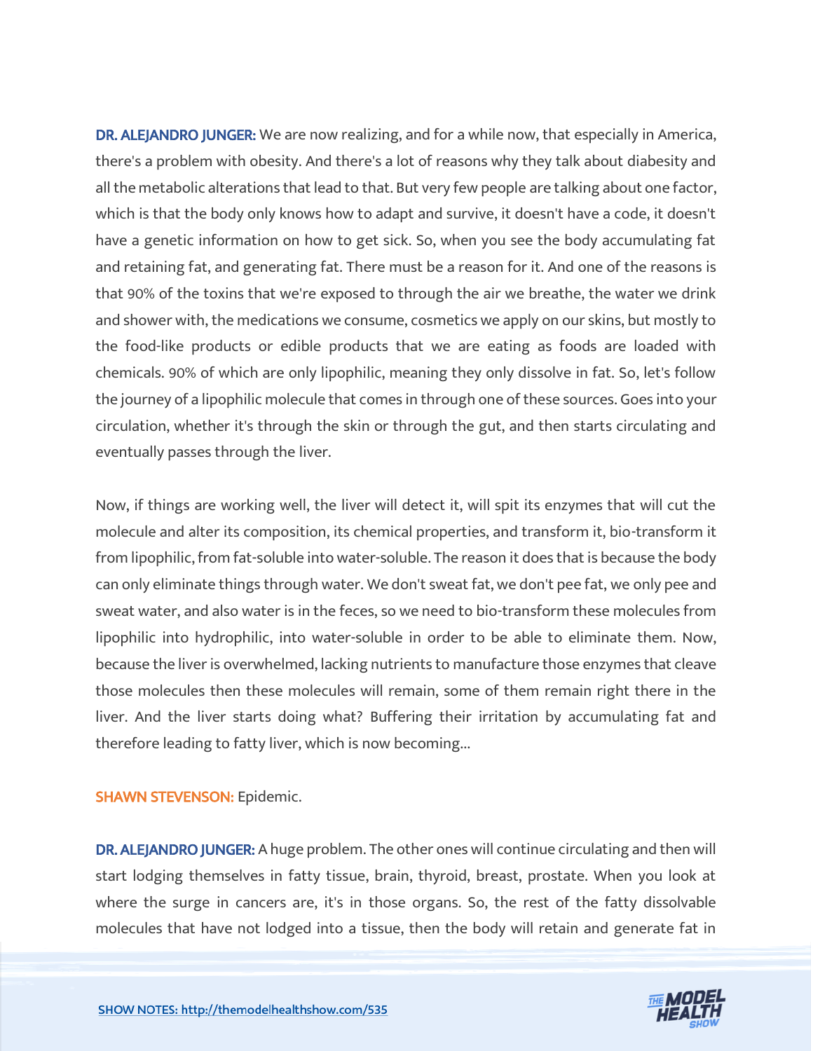**DR. ALEJANDRO JUNGER:** We are now realizing, and for a while now, that especially in America, there's a problem with obesity. And there's a lot of reasons why they talk about diabesity and all the metabolic alterations that lead to that. But very few people are talking about one factor, which is that the body only knows how to adapt and survive, it doesn't have a code, it doesn't have a genetic information on how to get sick. So, when you see the body accumulating fat and retaining fat, and generating fat. There must be a reason for it. And one of the reasons is that 90% of the toxins that we're exposed to through the air we breathe, the water we drink and shower with, the medications we consume, cosmetics we apply on our skins, but mostly to the food-like products or edible products that we are eating as foods are loaded with chemicals. 90% of which are only lipophilic, meaning they only dissolve in fat. So, let's follow the journey of a lipophilic molecule that comes in through one of these sources. Goes into your circulation, whether it's through the skin or through the gut, and then starts circulating and eventually passes through the liver.

Now, if things are working well, the liver will detect it, will spit its enzymes that will cut the molecule and alter its composition, its chemical properties, and transform it, bio-transform it from lipophilic, from fat-soluble into water-soluble. The reason it does that is because the body can only eliminate things through water. We don't sweat fat, we don't pee fat, we only pee and sweat water, and also water is in the feces, so we need to bio-transform these molecules from lipophilic into hydrophilic, into water-soluble in order to be able to eliminate them. Now, because the liver is overwhelmed, lacking nutrients to manufacture those enzymes that cleave those molecules then these molecules will remain, some of them remain right there in the liver. And the liver starts doing what? Buffering their irritation by accumulating fat and therefore leading to fatty liver, which is now becoming...

**SHAWN STEVENSON:** Epidemic.

**DR. ALEJANDRO JUNGER:** A huge problem. The other ones will continue circulating and then will start lodging themselves in fatty tissue, brain, thyroid, breast, prostate. When you look at where the surge in cancers are, it's in those organs. So, the rest of the fatty dissolvable molecules that have not lodged into a tissue, then the body will retain and generate fat in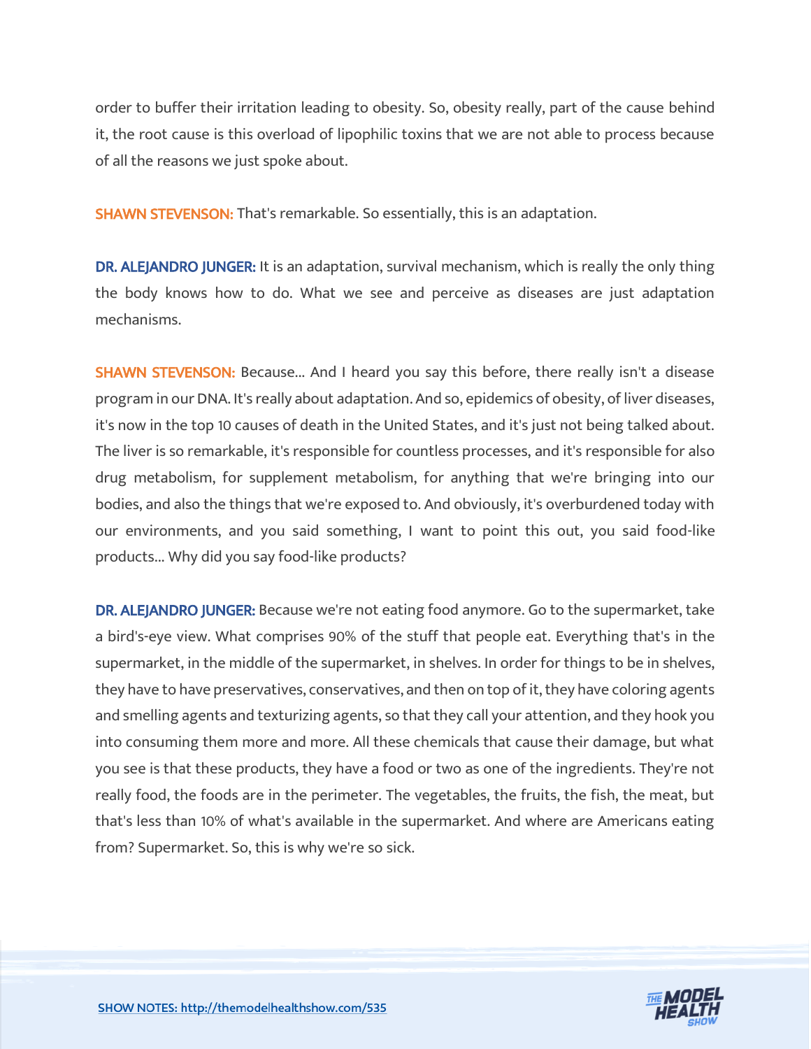order to buffer their irritation leading to obesity. So, obesity really, part of the cause behind it, the root cause is this overload of lipophilic toxins that we are not able to process because of all the reasons we just spoke about.

**SHAWN STEVENSON:** That's remarkable. So essentially, this is an adaptation.

**DR. ALEJANDRO JUNGER:** It is an adaptation, survival mechanism, which is really the only thing the body knows how to do. What we see and perceive as diseases are just adaptation mechanisms.

**SHAWN STEVENSON:** Because... And I heard you say this before, there really isn't a disease program in our DNA. It's really about adaptation. And so, epidemics of obesity, of liver diseases, it's now in the top 10 causes of death in the United States, and it's just not being talked about. The liver is so remarkable, it's responsible for countless processes, and it's responsible for also drug metabolism, for supplement metabolism, for anything that we're bringing into our bodies, and also the things that we're exposed to. And obviously, it's overburdened today with our environments, and you said something, I want to point this out, you said food-like products... Why did you say food-like products?

**DR. ALEJANDRO JUNGER:** Because we're not eating food anymore. Go to the supermarket, take a bird's-eye view. What comprises 90% of the stuff that people eat. Everything that's in the supermarket, in the middle of the supermarket, in shelves. In order for things to be in shelves, they have to have preservatives, conservatives, and then on top of it, they have coloring agents and smelling agents and texturizing agents, so that they call your attention, and they hook you into consuming them more and more. All these chemicals that cause their damage, but what you see is that these products, they have a food or two as one of the ingredients. They're not really food, the foods are in the perimeter. The vegetables, the fruits, the fish, the meat, but that's less than 10% of what's available in the supermarket. And where are Americans eating from? Supermarket. So, this is why we're so sick.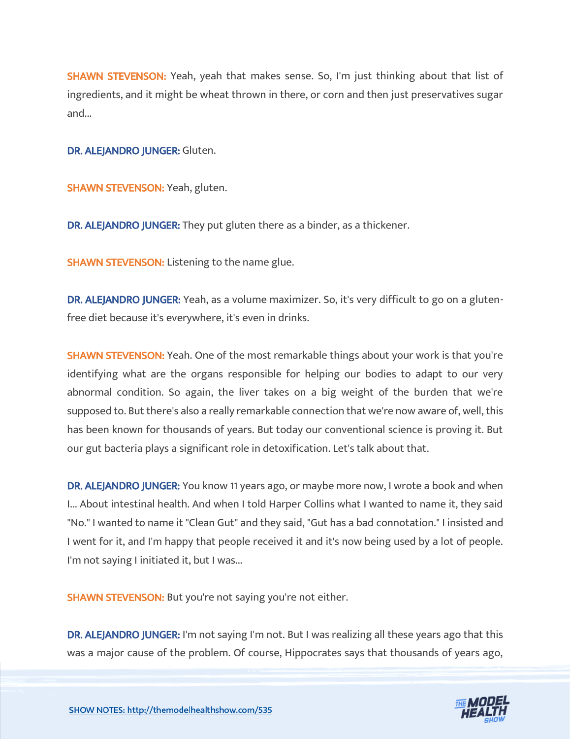**SHAWN STEVENSON:** Yeah, yeah that makes sense. So, I'm just thinking about that list of ingredients, and it might be wheat thrown in there, or corn and then just preservatives sugar and...

**DR. ALEJANDRO JUNGER:** Gluten.

**SHAWN STEVENSON:** Yeah, gluten.

**DR. ALEJANDRO JUNGER:** They put gluten there as a binder, as a thickener.

**SHAWN STEVENSON:** Listening to the name glue.

**DR. ALEJANDRO JUNGER:** Yeah, as a volume maximizer. So, it's very difficult to go on a gluten-free diet because it's everywhere, it's even in drinks.

**SHAWN STEVENSON:** Yeah. One of the most remarkable things about your work is that you're identifying what are the organs responsible for helping our bodies to adapt to our very abnormal condition. So again, the liver takes on a big weight of the burden that we're supposed to. But there's also a really remarkable connection that we're now aware of, well, this has been known for thousands of years. But today our conventional science is proving it. But our gut bacteria plays a significant role in detoxification. Let's talk about that.

**DR. ALEJANDRO JUNGER:** You know 11 years ago, or maybe more now, I wrote a book and when I... About intestinal health. And when I told Harper Collins what I wanted to name it, they said "No." I wanted to name it "Clean Gut" and they said, "Gut has a bad connotation." I insisted and I went for it, and I'm happy that people received it and it's now being used by a lot of people. I'm not saying I initiated it, but I was...

**SHAWN STEVENSON:** But you're not saying you're not either.

**DR. ALEJANDRO JUNGER:** I'm not saying I'm not. But I was realizing all these years ago that this was a major cause of the problem. Of course, Hippocrates says that thousands of years ago,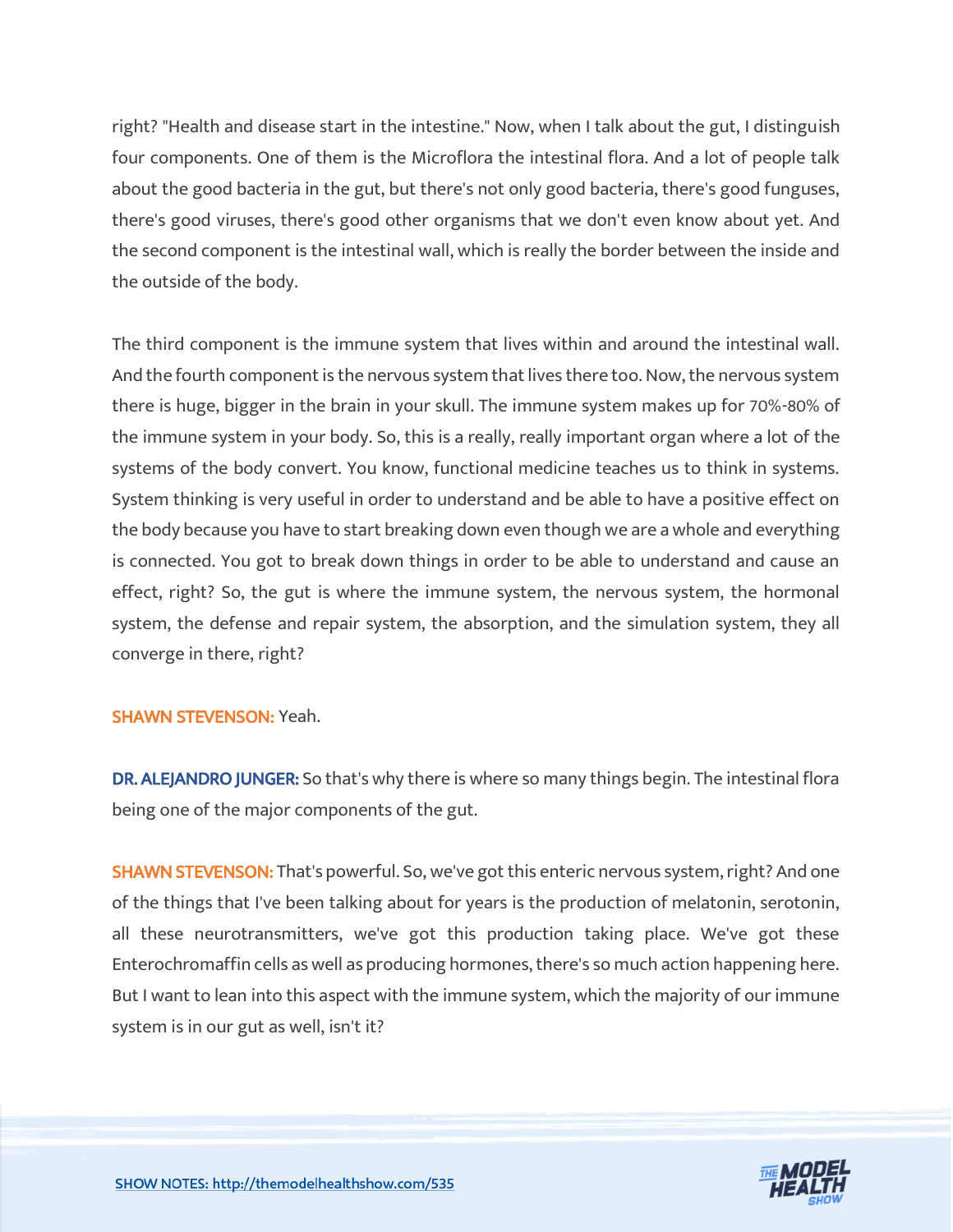right? "Health and disease start in the intestine." Now, when I talk about the gut, I distinguish four components. One of them is the Microflora the intestinal flora. And a lot of people talk about the good bacteria in the gut, but there's not only good bacteria, there's good funguses, there's good viruses, there's good other organisms that we don't even know about yet. And the second component is the intestinal wall, which is really the border between the inside and the outside of the body.

The third component is the immune system that lives within and around the intestinal wall. And the fourth component is the nervous system that lives there too. Now, the nervous system there is huge, bigger in the brain in your skull. The immune system makes up for 70%-80% of the immune system in your body. So, this is a really, really important organ where a lot of the systems of the body convert. You know, functional medicine teaches us to think in systems. System thinking is very useful in order to understand and be able to have a positive effect on the body because you have to start breaking down even though we are a whole and everything is connected. You got to break down things in order to be able to understand and cause an effect, right? So, the gut is where the immune system, the nervous system, the hormonal system, the defense and repair system, the absorption, and the simulation system, they all converge in there, right?

**SHAWN STEVENSON:** Yeah.

**DR. ALEJANDRO JUNGER:** So that's why there is where so many things begin. The intestinal flora being one of the major components of the gut.

**SHAWN STEVENSON:** That's powerful. So, we've got this enteric nervous system, right? And one of the things that I've been talking about for years is the production of melatonin, serotonin, all these neurotransmitters, we've got this production taking place. We've got these Enterochromaffin cells as well as producing hormones, there's so much action happening here. But I want to lean into this aspect with the immune system, which the majority of our immune system is in our gut as well, isn't it?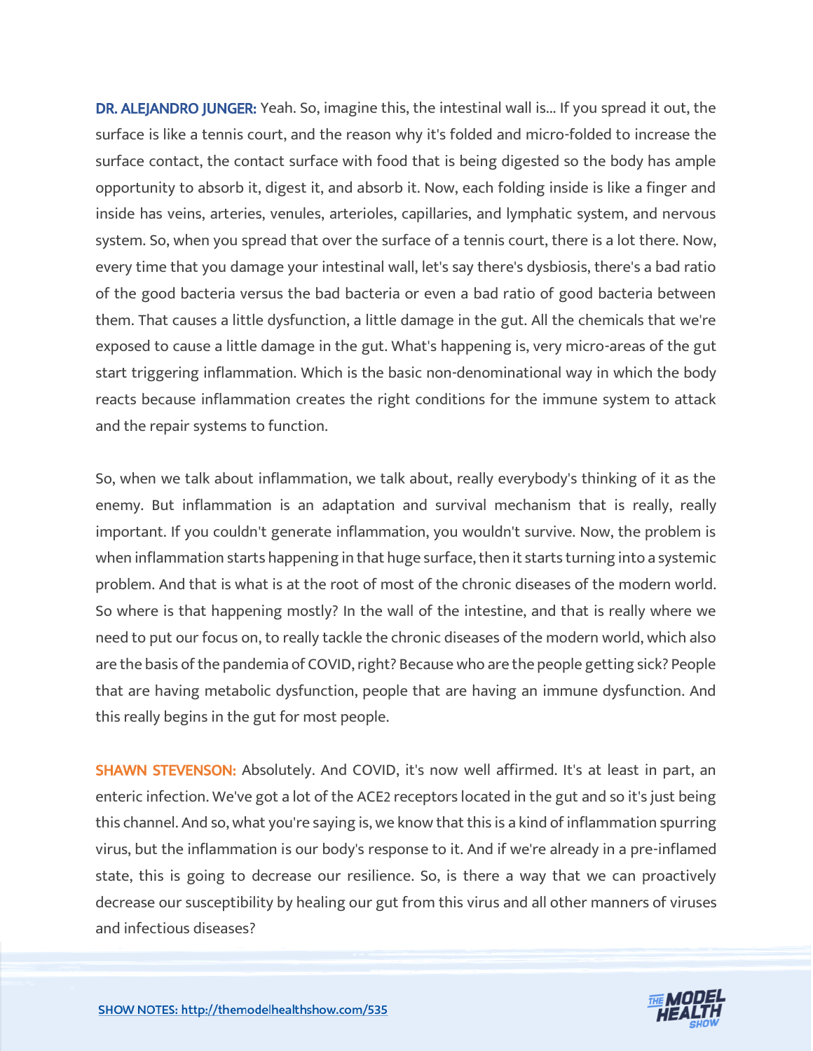**DR. ALEJANDRO JUNGER:** Yeah. So, imagine this, the intestinal wall is... If you spread it out, the surface is like a tennis court, and the reason why it's folded and micro-folded to increase the surface contact, the contact surface with food that is being digested so the body has ample opportunity to absorb it, digest it, and absorb it. Now, each folding inside is like a finger and inside has veins, arteries, venules, arterioles, capillaries, and lymphatic system, and nervous system. So, when you spread that over the surface of a tennis court, there is a lot there. Now, every time that you damage your intestinal wall, let's say there's dysbiosis, there's a bad ratio of the good bacteria versus the bad bacteria or even a bad ratio of good bacteria between them. That causes a little dysfunction, a little damage in the gut. All the chemicals that we're exposed to cause a little damage in the gut. What's happening is, very micro-areas of the gut start triggering inflammation. Which is the basic non-denominational way in which the body reacts because inflammation creates the right conditions for the immune system to attack and the repair systems to function.

So, when we talk about inflammation, we talk about, really everybody's thinking of it as the enemy. But inflammation is an adaptation and survival mechanism that is really, really important. If you couldn't generate inflammation, you wouldn't survive. Now, the problem is when inflammation starts happening in that huge surface, then it starts turning into a systemic problem. And that is what is at the root of most of the chronic diseases of the modern world. So where is that happening mostly? In the wall of the intestine, and that is really where we need to put our focus on, to really tackle the chronic diseases of the modern world, which also are the basis of the pandemia of COVID, right? Because who are the people getting sick? People that are having metabolic dysfunction, people that are having an immune dysfunction. And this really begins in the gut for most people.

**SHAWN STEVENSON:** Absolutely. And COVID, it's now well affirmed. It's at least in part, an enteric infection. We've got a lot of the ACE2 receptors located in the gut and so it's just being this channel. And so, what you're saying is, we know that this is a kind of inflammation spurring virus, but the inflammation is our body's response to it. And if we're already in a pre-inflamed state, this is going to decrease our resilience. So, is there a way that we can proactively decrease our susceptibility by healing our gut from this virus and all other manners of viruses and infectious diseases?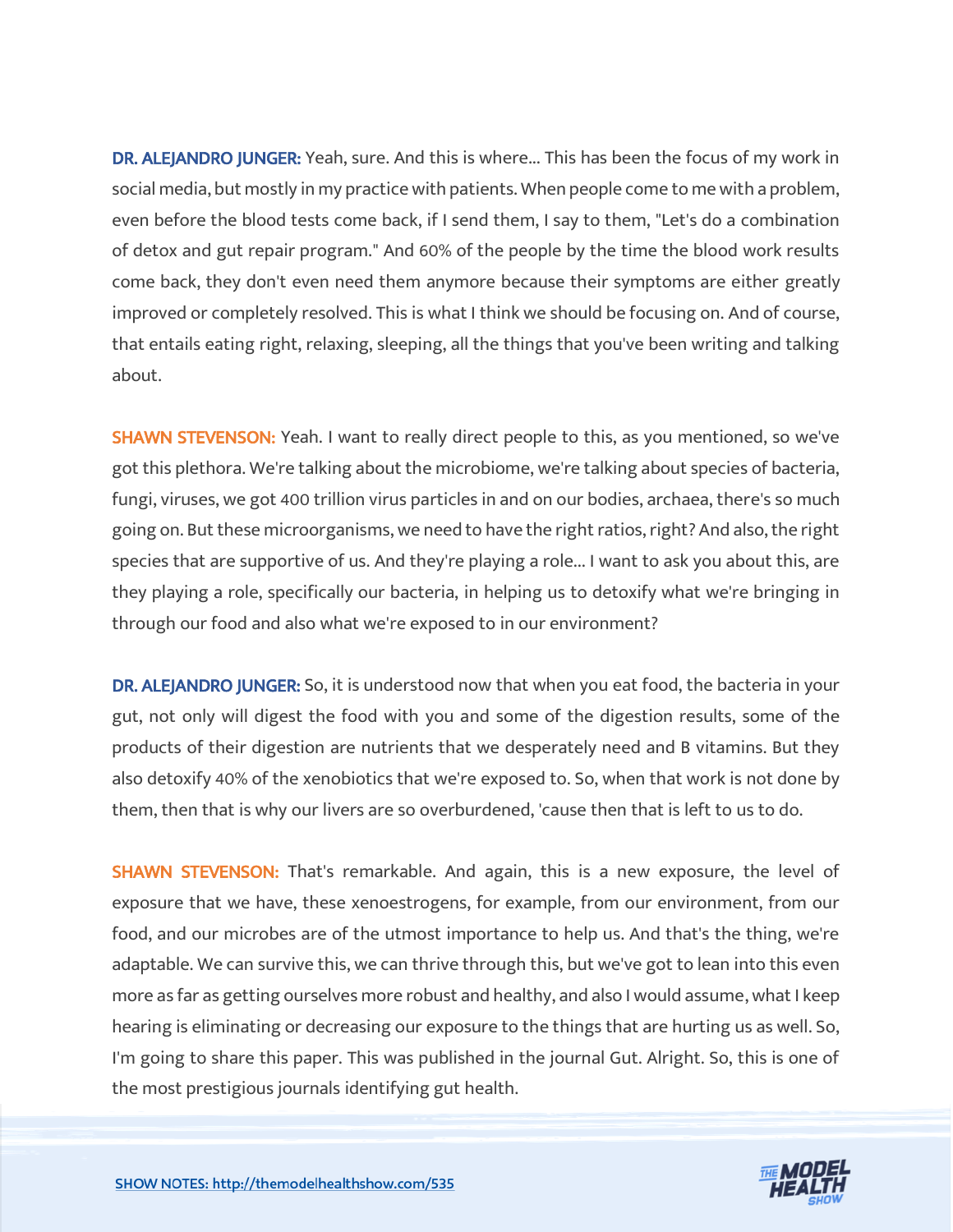**DR. ALEJANDRO JUNGER:** Yeah, sure. And this is where... This has been the focus of my work in social media, but mostly in my practice with patients. When people come to me with a problem, even before the blood tests come back, if I send them, I say to them, "Let's do a combination of detox and gut repair program." And 60% of the people by the time the blood work results come back, they don't even need them anymore because their symptoms are either greatly improved or completely resolved. This is what I think we should be focusing on. And of course, that entails eating right, relaxing, sleeping, all the things that you've been writing and talking about.

**SHAWN STEVENSON:** Yeah. I want to really direct people to this, as you mentioned, so we've got this plethora. We're talking about the microbiome, we're talking about species of bacteria, fungi, viruses, we got 400 trillion virus particles in and on our bodies, archaea, there's so much going on. But these microorganisms, we need to have the right ratios, right? And also, the right species that are supportive of us. And they're playing a role... I want to ask you about this, are they playing a role, specifically our bacteria, in helping us to detoxify what we're bringing in through our food and also what we're exposed to in our environment?

**DR. ALEJANDRO JUNGER:** So, it is understood now that when you eat food, the bacteria in your gut, not only will digest the food with you and some of the digestion results, some of the products of their digestion are nutrients that we desperately need and B vitamins. But they also detoxify 40% of the xenobiotics that we're exposed to. So, when that work is not done by them, then that is why our livers are so overburdened, 'cause then that is left to us to do.

**SHAWN STEVENSON:** That's remarkable. And again, this is a new exposure, the level of exposure that we have, these xenoestrogens, for example, from our environment, from our food, and our microbes are of the utmost importance to help us. And that's the thing, we're adaptable. We can survive this, we can thrive through this, but we've got to lean into this even more as far as getting ourselves more robust and healthy, and also I would assume, what I keep hearing is eliminating or decreasing our exposure to the things that are hurting us as well. So, I'm going to share this paper. This was published in the journal Gut. Alright. So, this is one of the most prestigious journals identifying gut health.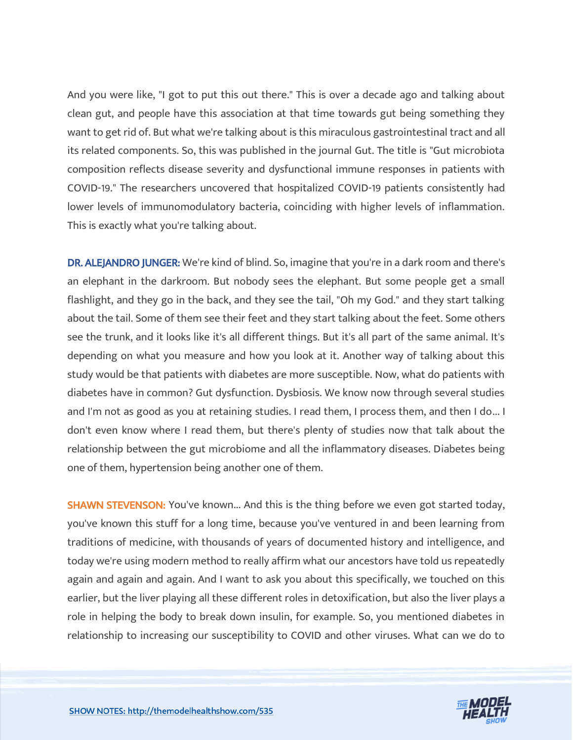And you were like, "I got to put this out there." This is over a decade ago and talking about clean gut, and people have this association at that time towards gut being something they want to get rid of. But what we're talking about is this miraculous gastrointestinal tract and all its related components. So, this was published in the journal Gut. The title is "Gut microbiota composition reflects disease severity and dysfunctional immune responses in patients with COVID-19." The researchers uncovered that hospitalized COVID-19 patients consistently had lower levels of immunomodulatory bacteria, coinciding with higher levels of inflammation. This is exactly what you're talking about.

**DR. ALEJANDRO JUNGER:** We're kind of blind. So, imagine that you're in a dark room and there's an elephant in the darkroom. But nobody sees the elephant. But some people get a small flashlight, and they go in the back, and they see the tail, "Oh my God." and they start talking about the tail. Some of them see their feet and they start talking about the feet. Some others see the trunk, and it looks like it's all different things. But it's all part of the same animal. It's depending on what you measure and how you look at it. Another way of talking about this study would be that patients with diabetes are more susceptible. Now, what do patients with diabetes have in common? Gut dysfunction. Dysbiosis. We know now through several studies and I'm not as good as you at retaining studies. I read them, I process them, and then I do... I don't even know where I read them, but there's plenty of studies now that talk about the relationship between the gut microbiome and all the inflammatory diseases. Diabetes being one of them, hypertension being another one of them.

**SHAWN STEVENSON:** You've known... And this is the thing before we even got started today, you've known this stuff for a long time, because you've ventured in and been learning from traditions of medicine, with thousands of years of documented history and intelligence, and today we're using modern method to really affirm what our ancestors have told us repeatedly again and again and again. And I want to ask you about this specifically, we touched on this earlier, but the liver playing all these different roles in detoxification, but also the liver plays a role in helping the body to break down insulin, for example. So, you mentioned diabetes in relationship to increasing our susceptibility to COVID and other viruses. What can we do to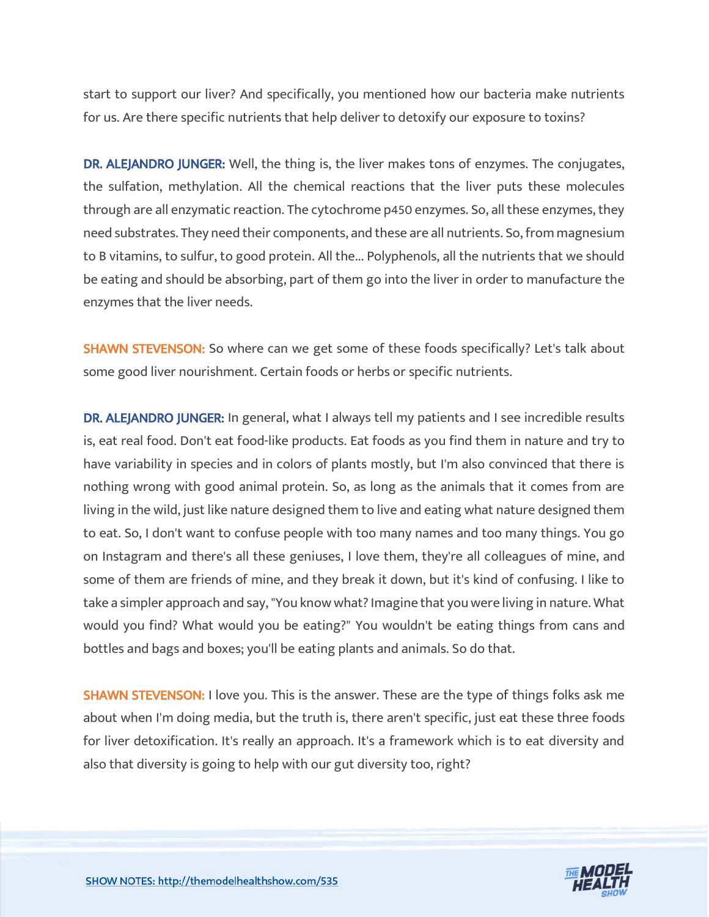start to support our liver? And specifically, you mentioned how our bacteria make nutrients for us. Are there specific nutrients that help deliver to detoxify our exposure to toxins?

**DR. ALEJANDRO JUNGER:** Well, the thing is, the liver makes tons of enzymes. The conjugates, the sulfation, methylation. All the chemical reactions that the liver puts these molecules through are all enzymatic reaction. The cytochrome p450 enzymes. So, all these enzymes, they need substrates. They need their components, and these are all nutrients. So, from magnesium to B vitamins, to sulfur, to good protein. All the... Polyphenols, all the nutrients that we should be eating and should be absorbing, part of them go into the liver in order to manufacture the enzymes that the liver needs.

**SHAWN STEVENSON:** So where can we get some of these foods specifically? Let's talk about some good liver nourishment. Certain foods or herbs or specific nutrients.

**DR. ALEJANDRO JUNGER:** In general, what I always tell my patients and I see incredible results is, eat real food. Don't eat food-like products. Eat foods as you find them in nature and try to have variability in species and in colors of plants mostly, but I'm also convinced that there is nothing wrong with good animal protein. So, as long as the animals that it comes from are living in the wild, just like nature designed them to live and eating what nature designed them to eat. So, I don't want to confuse people with too many names and too many things. You go on Instagram and there's all these geniuses, I love them, they're all colleagues of mine, and some of them are friends of mine, and they break it down, but it's kind of confusing. I like to take a simpler approach and say, "You know what? Imagine that you were living in nature. What would you find? What would you be eating?" You wouldn't be eating things from cans and bottles and bags and boxes; you'll be eating plants and animals. So do that.

**SHAWN STEVENSON:** I love you. This is the answer. These are the type of things folks ask me about when I'm doing media, but the truth is, there aren't specific, just eat these three foods for liver detoxification. It's really an approach. It's a framework which is to eat diversity and also that diversity is going to help with our gut diversity too, right?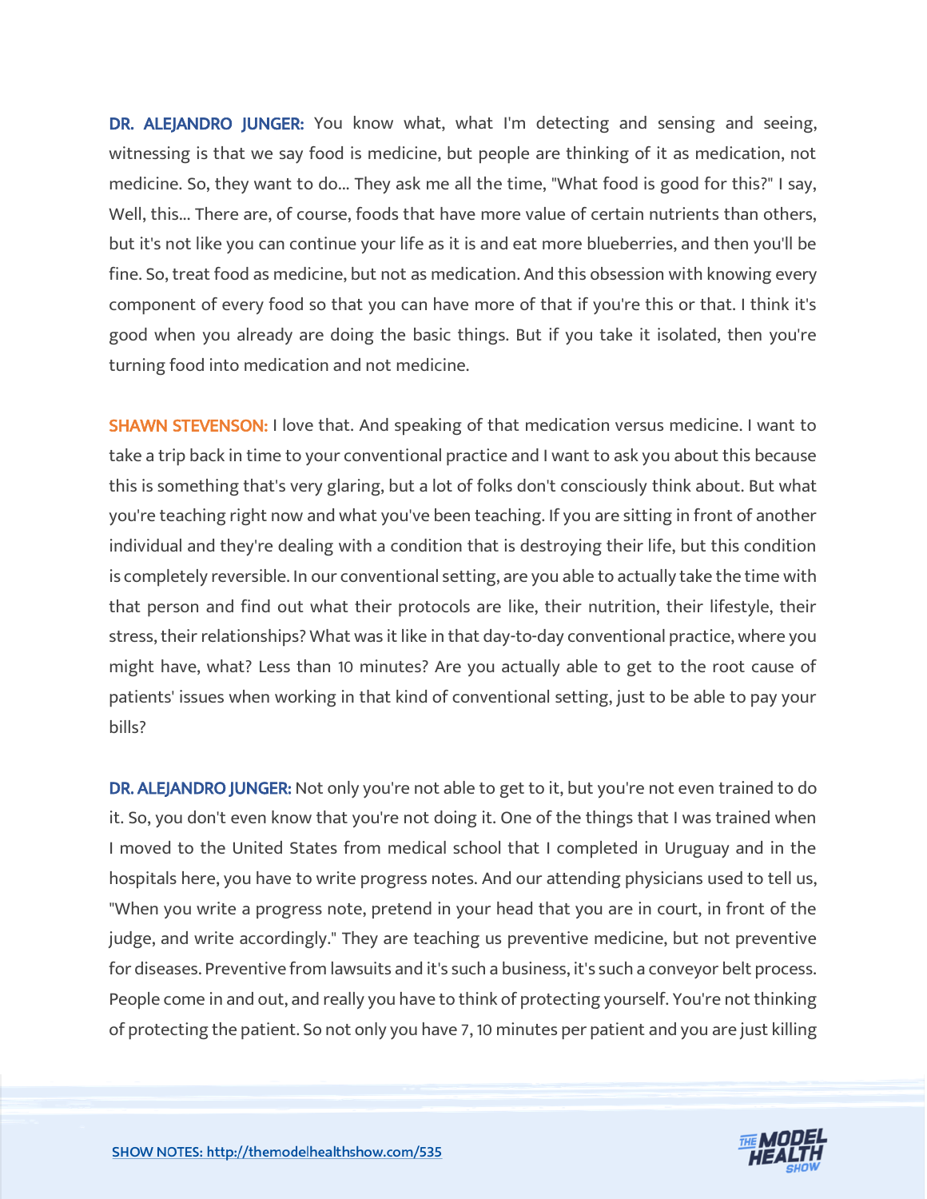**DR. ALEJANDRO JUNGER:** You know what, what I'm detecting and sensing and seeing, witnessing is that we say food is medicine, but people are thinking of it as medication, not medicine. So, they want to do... They ask me all the time, "What food is good for this?" I say, Well, this... There are, of course, foods that have more value of certain nutrients than others, but it's not like you can continue your life as it is and eat more blueberries, and then you'll be fine. So, treat food as medicine, but not as medication. And this obsession with knowing every component of every food so that you can have more of that if you're this or that. I think it's good when you already are doing the basic things. But if you take it isolated, then you're turning food into medication and not medicine.

**SHAWN STEVENSON:** I love that. And speaking of that medication versus medicine. I want to take a trip back in time to your conventional practice and I want to ask you about this because this is something that's very glaring, but a lot of folks don't consciously think about. But what you're teaching right now and what you've been teaching. If you are sitting in front of another individual and they're dealing with a condition that is destroying their life, but this condition is completely reversible. In our conventional setting, are you able to actually take the time with that person and find out what their protocols are like, their nutrition, their lifestyle, their stress, their relationships? What was it like in that day-to-day conventional practice, where you might have, what? Less than 10 minutes? Are you actually able to get to the root cause of patients' issues when working in that kind of conventional setting, just to be able to pay your bills?

**DR. ALEJANDRO JUNGER:** Not only you're not able to get to it, but you're not even trained to do it. So, you don't even know that you're not doing it. One of the things that I was trained when I moved to the United States from medical school that I completed in Uruguay and in the hospitals here, you have to write progress notes. And our attending physicians used to tell us, "When you write a progress note, pretend in your head that you are in court, in front of the judge, and write accordingly." They are teaching us preventive medicine, but not preventive for diseases. Preventive from lawsuits and it's such a business, it's such a conveyor belt process. People come in and out, and really you have to think of protecting yourself. You're not thinking of protecting the patient. So not only you have 7, 10 minutes per patient and you are just killing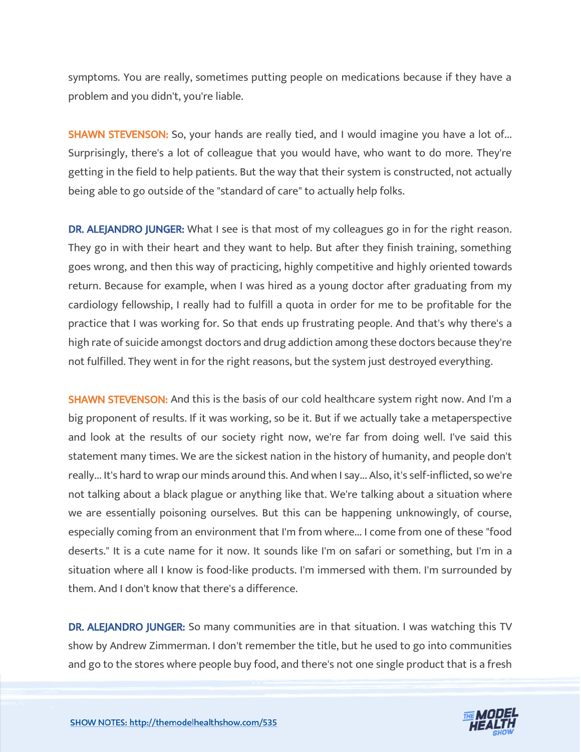symptoms. You are really, sometimes putting people on medications because if they have a problem and you didn't, you're liable.

**SHAWN STEVENSON:** So, your hands are really tied, and I would imagine you have a lot of... Surprisingly, there's a lot of colleague that you would have, who want to do more. They're getting in the field to help patients. But the way that their system is constructed, not actually being able to go outside of the "standard of care" to actually help folks.

**DR. ALEJANDRO JUNGER:** What I see is that most of my colleagues go in for the right reason. They go in with their heart and they want to help. But after they finish training, something goes wrong, and then this way of practicing, highly competitive and highly oriented towards return. Because for example, when I was hired as a young doctor after graduating from my cardiology fellowship, I really had to fulfill a quota in order for me to be profitable for the practice that I was working for. So that ends up frustrating people. And that's why there's a high rate of suicide amongst doctors and drug addiction among these doctors because they're not fulfilled. They went in for the right reasons, but the system just destroyed everything.

**SHAWN STEVENSON:** And this is the basis of our cold healthcare system right now. And I'm a big proponent of results. If it was working, so be it. But if we actually take a metaperspective and look at the results of our society right now, we're far from doing well. I've said this statement many times. We are the sickest nation in the history of humanity, and people don't really... It's hard to wrap our minds around this. And when I say... Also, it's self-inflicted, so we're not talking about a black plague or anything like that. We're talking about a situation where we are essentially poisoning ourselves. But this can be happening unknowingly, of course, especially coming from an environment that I'm from where... I come from one of these "food deserts." It is a cute name for it now. It sounds like I'm on safari or something, but I'm in a situation where all I know is food-like products. I'm immersed with them. I'm surrounded by them. And I don't know that there's a difference.

**DR. ALEJANDRO JUNGER:** So many communities are in that situation. I was watching this TV show by Andrew Zimmerman. I don't remember the title, but he used to go into communities and go to the stores where people buy food, and there's not one single product that is a fresh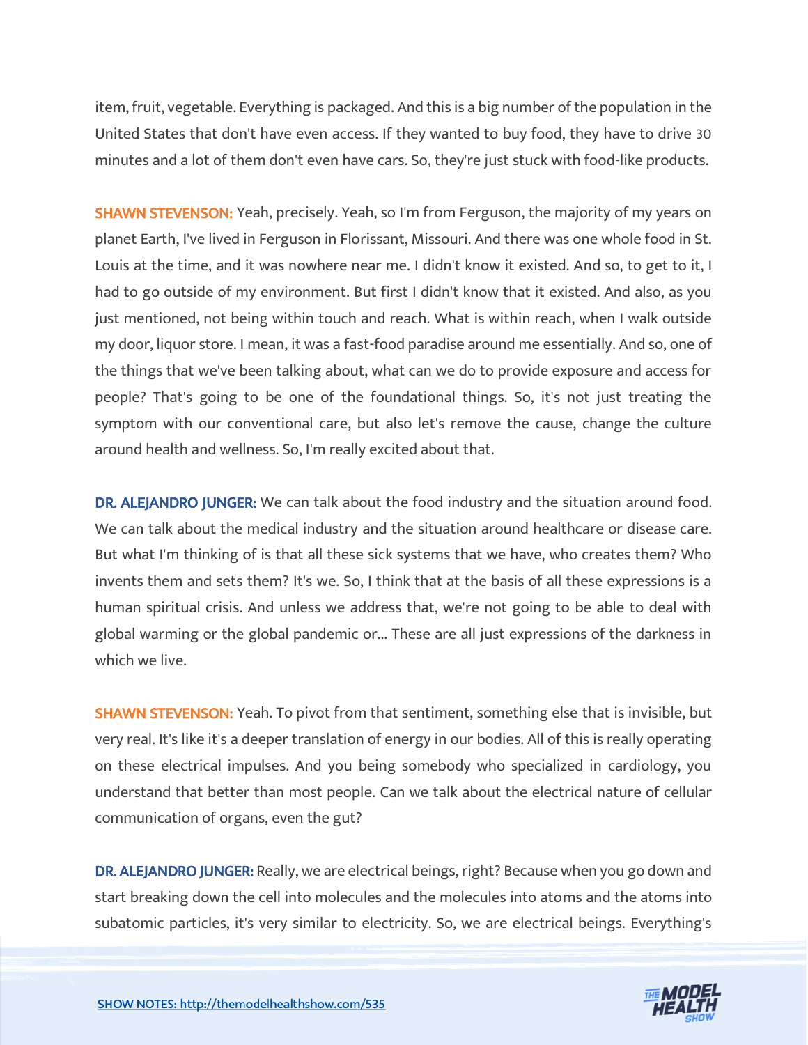item, fruit, vegetable. Everything is packaged. And this is a big number of the population in the United States that don't have even access. If they wanted to buy food, they have to drive 30 minutes and a lot of them don't even have cars. So, they're just stuck with food-like products.

**SHAWN STEVENSON:** Yeah, precisely. Yeah, so I'm from Ferguson, the majority of my years on planet Earth, I've lived in Ferguson in Florissant, Missouri. And there was one whole food in St. Louis at the time, and it was nowhere near me. I didn't know it existed. And so, to get to it, I had to go outside of my environment. But first I didn't know that it existed. And also, as you just mentioned, not being within touch and reach. What is within reach, when I walk outside my door, liquor store. I mean, it was a fast-food paradise around me essentially. And so, one of the things that we've been talking about, what can we do to provide exposure and access for people? That's going to be one of the foundational things. So, it's not just treating the symptom with our conventional care, but also let's remove the cause, change the culture around health and wellness. So, I'm really excited about that.

**DR. ALEJANDRO JUNGER:** We can talk about the food industry and the situation around food. We can talk about the medical industry and the situation around healthcare or disease care. But what I'm thinking of is that all these sick systems that we have, who creates them? Who invents them and sets them? It's we. So, I think that at the basis of all these expressions is a human spiritual crisis. And unless we address that, we're not going to be able to deal with global warming or the global pandemic or... These are all just expressions of the darkness in which we live.

**SHAWN STEVENSON:** Yeah. To pivot from that sentiment, something else that is invisible, but very real. It's like it's a deeper translation of energy in our bodies. All of this is really operating on these electrical impulses. And you being somebody who specialized in cardiology, you understand that better than most people. Can we talk about the electrical nature of cellular communication of organs, even the gut?

**DR. ALEJANDRO JUNGER:** Really, we are electrical beings, right? Because when you go down and start breaking down the cell into molecules and the molecules into atoms and the atoms into subatomic particles, it's very similar to electricity. So, we are electrical beings. Everything's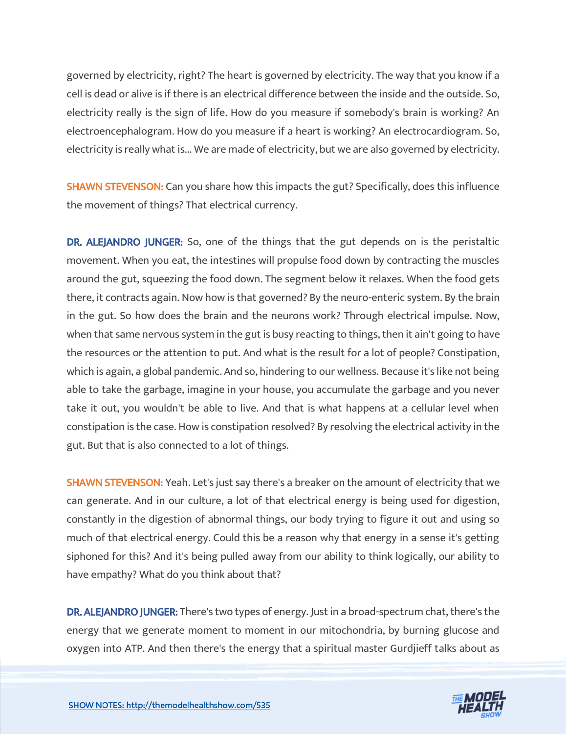governed by electricity, right? The heart is governed by electricity. The way that you know if a cell is dead or alive is if there is an electrical difference between the inside and the outside. So, electricity really is the sign of life. How do you measure if somebody's brain is working? An electroencephalogram. How do you measure if a heart is working? An electrocardiogram. So, electricity is really what is... We are made of electricity, but we are also governed by electricity.

**SHAWN STEVENSON:** Can you share how this impacts the gut? Specifically, does this influence the movement of things? That electrical currency.

**DR. ALEJANDRO JUNGER:** So, one of the things that the gut depends on is the peristaltic movement. When you eat, the intestines will propulse food down by contracting the muscles around the gut, squeezing the food down. The segment below it relaxes. When the food gets there, it contracts again. Now how is that governed? By the neuro-enteric system. By the brain in the gut. So how does the brain and the neurons work? Through electrical impulse. Now, when that same nervous system in the gut is busy reacting to things, then it ain't going to have the resources or the attention to put. And what is the result for a lot of people? Constipation, which is again, a global pandemic. And so, hindering to our wellness. Because it's like not being able to take the garbage, imagine in your house, you accumulate the garbage and you never take it out, you wouldn't be able to live. And that is what happens at a cellular level when constipation is the case. How is constipation resolved? By resolving the electrical activity in the gut. But that is also connected to a lot of things.

**SHAWN STEVENSON:** Yeah. Let's just say there's a breaker on the amount of electricity that we can generate. And in our culture, a lot of that electrical energy is being used for digestion, constantly in the digestion of abnormal things, our body trying to figure it out and using so much of that electrical energy. Could this be a reason why that energy in a sense it's getting siphoned for this? And it's being pulled away from our ability to think logically, our ability to have empathy? What do you think about that?

**DR. ALEJANDRO JUNGER:** There's two types of energy. Just in a broad-spectrum chat, there's the energy that we generate moment to moment in our mitochondria, by burning glucose and oxygen into ATP. And then there's the energy that a spiritual master Gurdjieff talks about as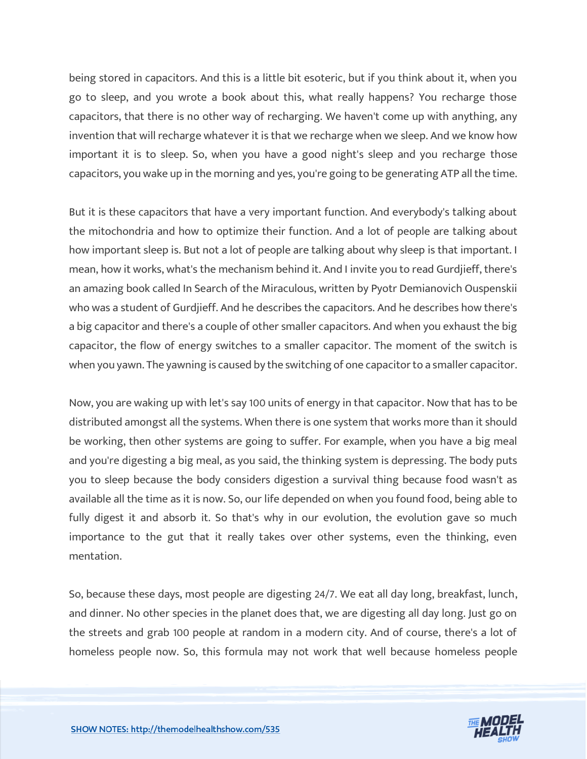being stored in capacitors. And this is a little bit esoteric, but if you think about it, when you go to sleep, and you wrote a book about this, what really happens? You recharge those capacitors, that there is no other way of recharging. We haven't come up with anything, any invention that will recharge whatever it is that we recharge when we sleep. And we know how important it is to sleep. So, when you have a good night's sleep and you recharge those capacitors, you wake up in the morning and yes, you're going to be generating ATP all the time.

But it is these capacitors that have a very important function. And everybody's talking about the mitochondria and how to optimize their function. And a lot of people are talking about how important sleep is. But not a lot of people are talking about why sleep is that important. I mean, how it works, what's the mechanism behind it. And I invite you to read Gurdjieff, there's an amazing book called In Search of the Miraculous, written by Pyotr Demianovich Ouspenskii who was a student of Gurdjieff. And he describes the capacitors. And he describes how there's a big capacitor and there's a couple of other smaller capacitors. And when you exhaust the big capacitor, the flow of energy switches to a smaller capacitor. The moment of the switch is when you yawn. The yawning is caused by the switching of one capacitor to a smaller capacitor.

Now, you are waking up with let's say 100 units of energy in that capacitor. Now that has to be distributed amongst all the systems. When there is one system that works more than it should be working, then other systems are going to suffer. For example, when you have a big meal and you're digesting a big meal, as you said, the thinking system is depressing. The body puts you to sleep because the body considers digestion a survival thing because food wasn't as available all the time as it is now. So, our life depended on when you found food, being able to fully digest it and absorb it. So that's why in our evolution, the evolution gave so much importance to the gut that it really takes over other systems, even the thinking, even mentation.

So, because these days, most people are digesting 24/7. We eat all day long, breakfast, lunch, and dinner. No other species in the planet does that, we are digesting all day long. Just go on the streets and grab 100 people at random in a modern city. And of course, there's a lot of homeless people now. So, this formula may not work that well because homeless people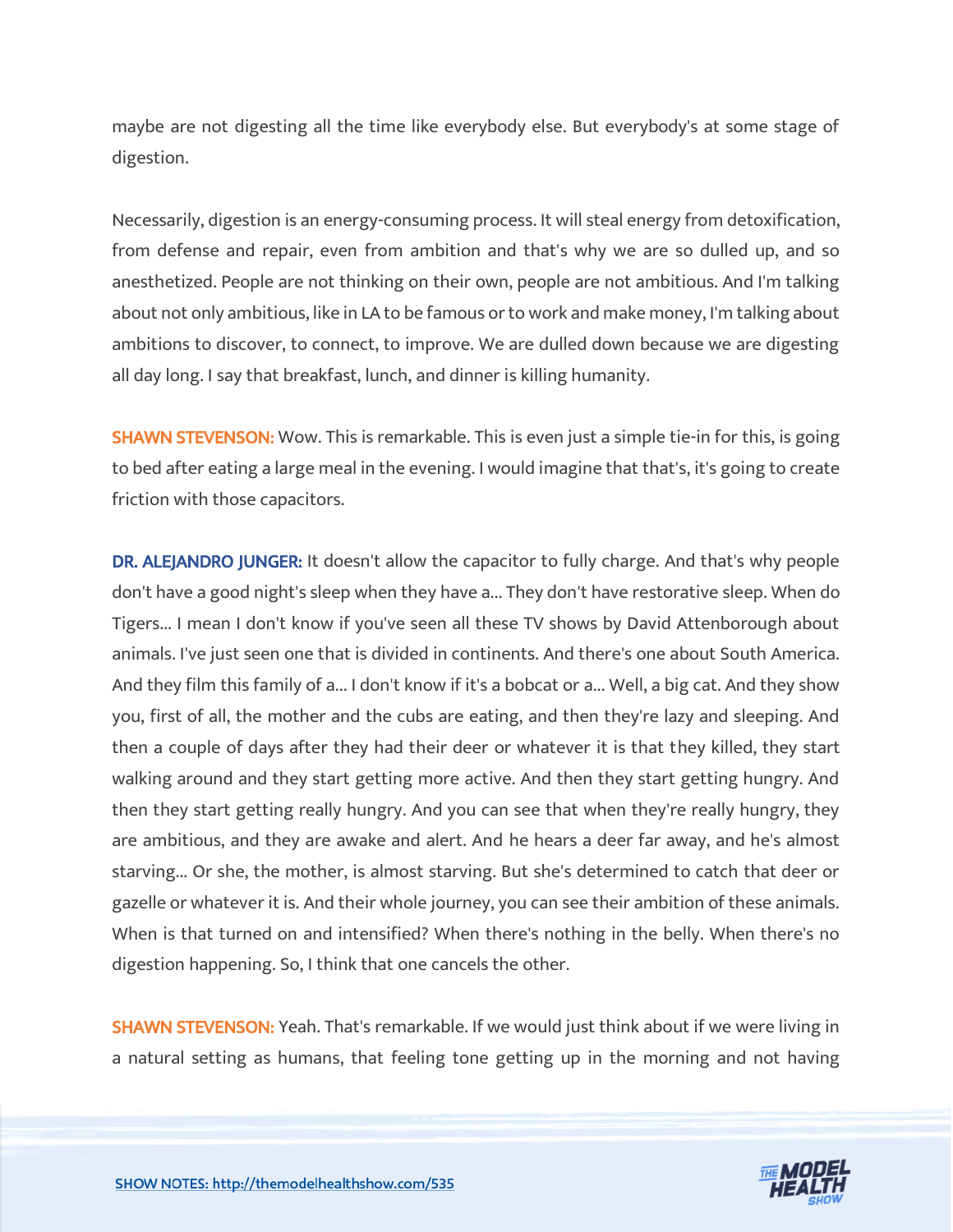maybe are not digesting all the time like everybody else. But everybody's at some stage of digestion.

Necessarily, digestion is an energy-consuming process. It will steal energy from detoxification, from defense and repair, even from ambition and that's why we are so dulled up, and so anesthetized. People are not thinking on their own, people are not ambitious. And I'm talking about not only ambitious, like in LA to be famous or to work and make money, I'm talking about ambitions to discover, to connect, to improve. We are dulled down because we are digesting all day long. I say that breakfast, lunch, and dinner is killing humanity.

**SHAWN STEVENSON:** Wow. This is remarkable. This is even just a simple tie-in for this, is going to bed after eating a large meal in the evening. I would imagine that that's, it's going to create friction with those capacitors.

**DR. ALEJANDRO JUNGER:** It doesn't allow the capacitor to fully charge. And that's why people don't have a good night's sleep when they have a... They don't have restorative sleep. When do Tigers... I mean I don't know if you've seen all these TV shows by David Attenborough about animals. I've just seen one that is divided in continents. And there's one about South America. And they film this family of a... I don't know if it's a bobcat or a... Well, a big cat. And they show you, first of all, the mother and the cubs are eating, and then they're lazy and sleeping. And then a couple of days after they had their deer or whatever it is that they killed, they start walking around and they start getting more active. And then they start getting hungry. And then they start getting really hungry. And you can see that when they're really hungry, they are ambitious, and they are awake and alert. And he hears a deer far away, and he's almost starving... Or she, the mother, is almost starving. But she's determined to catch that deer or gazelle or whatever it is. And their whole journey, you can see their ambition of these animals. When is that turned on and intensified? When there's nothing in the belly. When there's no digestion happening. So, I think that one cancels the other.

**SHAWN STEVENSON:** Yeah. That's remarkable. If we would just think about if we were living in a natural setting as humans, that feeling tone getting up in the morning and not having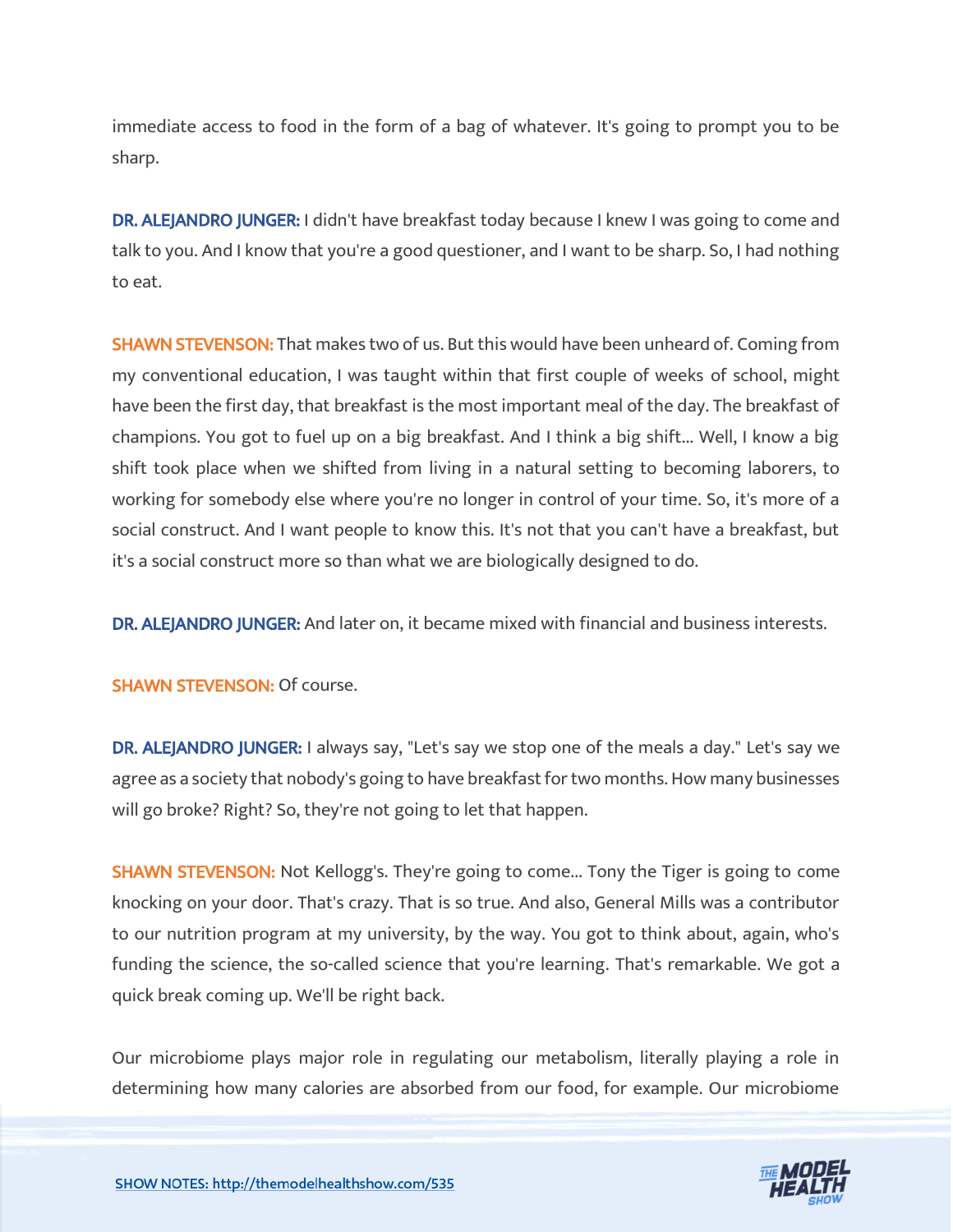immediate access to food in the form of a bag of whatever. It's going to prompt you to be sharp.

**DR. ALEJANDRO JUNGER:** I didn't have breakfast today because I knew I was going to come and talk to you. And I know that you're a good questioner, and I want to be sharp. So, I had nothing to eat.

**SHAWN STEVENSON:** That makes two of us. But this would have been unheard of. Coming from my conventional education, I was taught within that first couple of weeks of school, might have been the first day, that breakfast is the most important meal of the day. The breakfast of champions. You got to fuel up on a big breakfast. And I think a big shift... Well, I know a big shift took place when we shifted from living in a natural setting to becoming laborers, to working for somebody else where you're no longer in control of your time. So, it's more of a social construct. And I want people to know this. It's not that you can't have a breakfast, but it's a social construct more so than what we are biologically designed to do.

**DR. ALEJANDRO JUNGER:** And later on, it became mixed with financial and business interests.

**SHAWN STEVENSON:** Of course.

**DR. ALEJANDRO JUNGER:** I always say, "Let's say we stop one of the meals a day." Let's say we agree as a society that nobody's going to have breakfast for two months. How many businesses will go broke? Right? So, they're not going to let that happen.

**SHAWN STEVENSON:** Not Kellogg's. They're going to come... Tony the Tiger is going to come knocking on your door. That's crazy. That is so true. And also, General Mills was a contributor to our nutrition program at my university, by the way. You got to think about, again, who's funding the science, the so-called science that you're learning. That's remarkable. We got a quick break coming up. We'll be right back.

Our microbiome plays major role in regulating our metabolism, literally playing a role in determining how many calories are absorbed from our food, for example. Our microbiome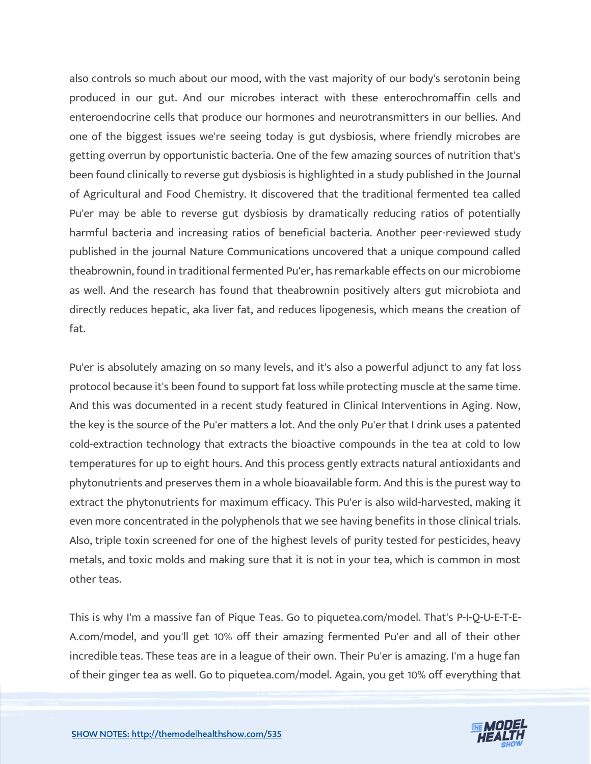also controls so much about our mood, with the vast majority of our body's serotonin being produced in our gut. And our microbes interact with these enterochromaffin cells and enteroendocrine cells that produce our hormones and neurotransmitters in our bellies. And one of the biggest issues we're seeing today is gut dysbiosis, where friendly microbes are getting overrun by opportunistic bacteria. One of the few amazing sources of nutrition that's been found clinically to reverse gut dysbiosis is highlighted in a study published in the Journal of Agricultural and Food Chemistry. It discovered that the traditional fermented tea called Pu'er may be able to reverse gut dysbiosis by dramatically reducing ratios of potentially harmful bacteria and increasing ratios of beneficial bacteria. Another peer-reviewed study published in the journal Nature Communications uncovered that a unique compound called theabrownin, found in traditional fermented Pu'er, has remarkable effects on our microbiome as well. And the research has found that theabrownin positively alters gut microbiota and directly reduces hepatic, aka liver fat, and reduces lipogenesis, which means the creation of fat.

Pu'er is absolutely amazing on so many levels, and it's also a powerful adjunct to any fat loss protocol because it's been found to support fat loss while protecting muscle at the same time. And this was documented in a recent study featured in Clinical Interventions in Aging. Now, the key is the source of the Pu'er matters a lot. And the only Pu'er that I drink uses a patented cold-extraction technology that extracts the bioactive compounds in the tea at cold to low temperatures for up to eight hours. And this process gently extracts natural antioxidants and phytonutrients and preserves them in a whole bioavailable form. And this is the purest way to extract the phytonutrients for maximum efficacy. This Pu'er is also wild-harvested, making it even more concentrated in the polyphenols that we see having benefits in those clinical trials. Also, triple toxin screened for one of the highest levels of purity tested for pesticides, heavy metals, and toxic molds and making sure that it is not in your tea, which is common in most other teas.

This is why I'm a massive fan of Pique Teas. Go to piquetea.com/model. That's P-I-Q-U-E-T-E-A.com/model, and you'll get 10% off their amazing fermented Pu'er and all of their other incredible teas. These teas are in a league of their own. Their Pu'er is amazing. I'm a huge fan of their ginger tea as well. Go to piquetea.com/model. Again, you get 10% off everything that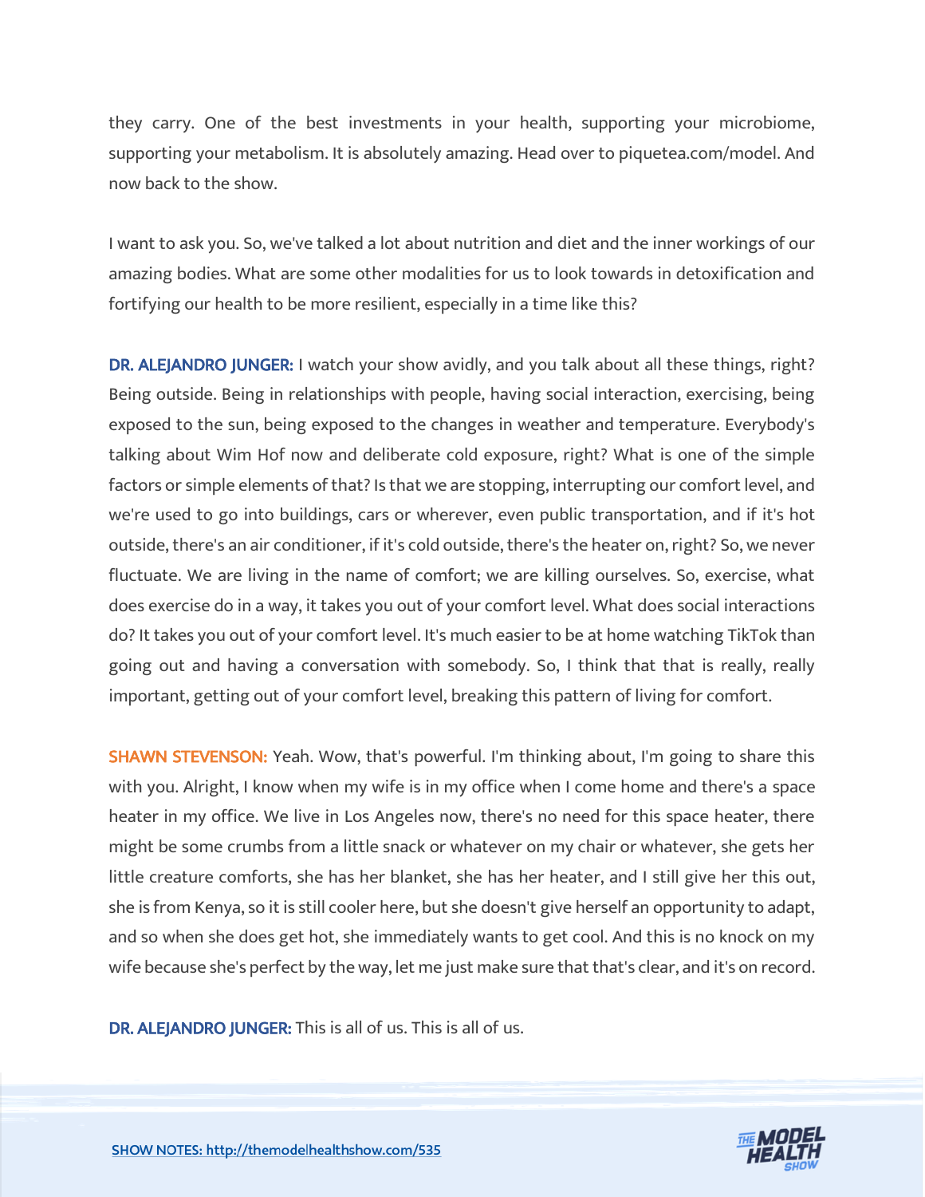they carry. One of the best investments in your health, supporting your microbiome, supporting your metabolism. It is absolutely amazing. Head over to piquetea.com/model. And now back to the show.

I want to ask you. So, we've talked a lot about nutrition and diet and the inner workings of our amazing bodies. What are some other modalities for us to look towards in detoxification and fortifying our health to be more resilient, especially in a time like this?

**DR. ALEJANDRO JUNGER:** I watch your show avidly, and you talk about all these things, right? Being outside. Being in relationships with people, having social interaction, exercising, being exposed to the sun, being exposed to the changes in weather and temperature. Everybody's talking about Wim Hof now and deliberate cold exposure, right? What is one of the simple factors or simple elements of that? Is that we are stopping, interrupting our comfort level, and we're used to go into buildings, cars or wherever, even public transportation, and if it's hot outside, there's an air conditioner, if it's cold outside, there's the heater on, right? So, we never fluctuate. We are living in the name of comfort; we are killing ourselves. So, exercise, what does exercise do in a way, it takes you out of your comfort level. What does social interactions do? It takes you out of your comfort level. It's much easier to be at home watching TikTok than going out and having a conversation with somebody. So, I think that that is really, really important, getting out of your comfort level, breaking this pattern of living for comfort.

**SHAWN STEVENSON:** Yeah. Wow, that's powerful. I'm thinking about, I'm going to share this with you. Alright, I know when my wife is in my office when I come home and there's a space heater in my office. We live in Los Angeles now, there's no need for this space heater, there might be some crumbs from a little snack or whatever on my chair or whatever, she gets her little creature comforts, she has her blanket, she has her heater, and I still give her this out, she is from Kenya, so it is still cooler here, but she doesn't give herself an opportunity to adapt, and so when she does get hot, she immediately wants to get cool. And this is no knock on my wife because she's perfect by the way, let me just make sure that that's clear, and it's on record.

**DR. ALEJANDRO JUNGER:** This is all of us. This is all of us.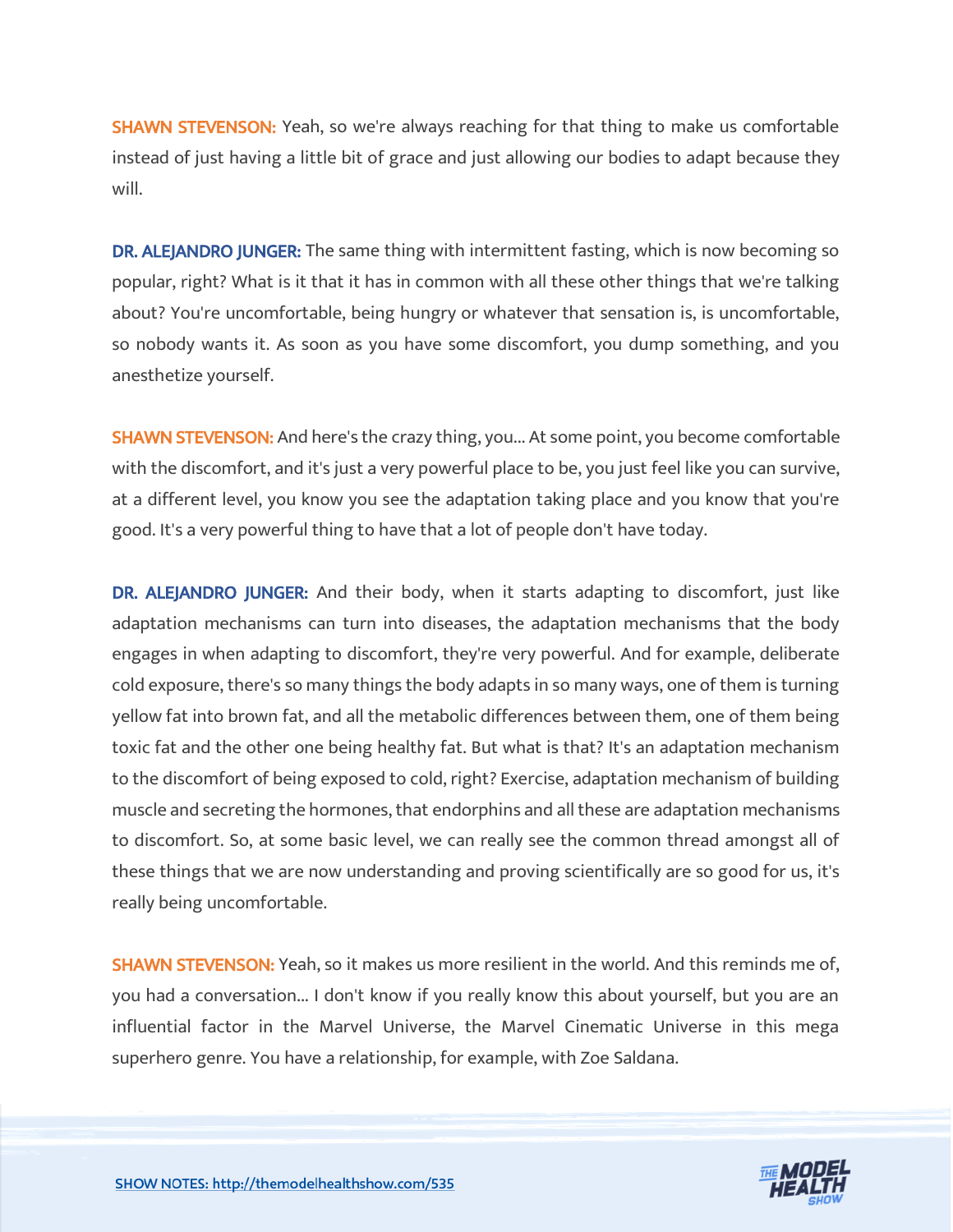**SHAWN STEVENSON:** Yeah, so we're always reaching for that thing to make us comfortable instead of just having a little bit of grace and just allowing our bodies to adapt because they will.

**DR. ALEJANDRO JUNGER:** The same thing with intermittent fasting, which is now becoming so popular, right? What is it that it has in common with all these other things that we're talking about? You're uncomfortable, being hungry or whatever that sensation is, is uncomfortable, so nobody wants it. As soon as you have some discomfort, you dump something, and you anesthetize yourself.

**SHAWN STEVENSON:** And here's the crazy thing, you... At some point, you become comfortable with the discomfort, and it's just a very powerful place to be, you just feel like you can survive, at a different level, you know you see the adaptation taking place and you know that you're good. It's a very powerful thing to have that a lot of people don't have today.

**DR. ALEJANDRO JUNGER:** And their body, when it starts adapting to discomfort, just like adaptation mechanisms can turn into diseases, the adaptation mechanisms that the body engages in when adapting to discomfort, they're very powerful. And for example, deliberate cold exposure, there's so many things the body adapts in so many ways, one of them is turning yellow fat into brown fat, and all the metabolic differences between them, one of them being toxic fat and the other one being healthy fat. But what is that? It's an adaptation mechanism to the discomfort of being exposed to cold, right? Exercise, adaptation mechanism of building muscle and secreting the hormones, that endorphins and all these are adaptation mechanisms to discomfort. So, at some basic level, we can really see the common thread amongst all of these things that we are now understanding and proving scientifically are so good for us, it's really being uncomfortable.

**SHAWN STEVENSON:** Yeah, so it makes us more resilient in the world. And this reminds me of, you had a conversation... I don't know if you really know this about yourself, but you are an influential factor in the Marvel Universe, the Marvel Cinematic Universe in this mega superhero genre. You have a relationship, for example, with Zoe Saldana.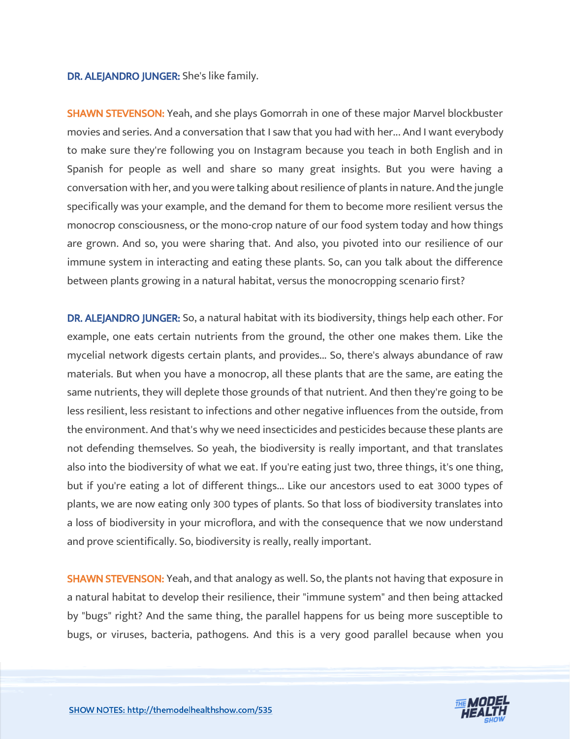**DR. ALEJANDRO JUNGER:** She's like family.

**SHAWN STEVENSON:** Yeah, and she plays Gomorrah in one of these major Marvel blockbuster movies and series. And a conversation that I saw that you had with her... And I want everybody to make sure they're following you on Instagram because you teach in both English and in Spanish for people as well and share so many great insights. But you were having a conversation with her, and you were talking about resilience of plants in nature. And the jungle specifically was your example, and the demand for them to become more resilient versus the monocrop consciousness, or the mono-crop nature of our food system today and how things are grown. And so, you were sharing that. And also, you pivoted into our resilience of our immune system in interacting and eating these plants. So, can you talk about the difference between plants growing in a natural habitat, versus the monocropping scenario first?

**DR. ALEJANDRO JUNGER:** So, a natural habitat with its biodiversity, things help each other. For example, one eats certain nutrients from the ground, the other one makes them. Like the mycelial network digests certain plants, and provides... So, there's always abundance of raw materials. But when you have a monocrop, all these plants that are the same, are eating the same nutrients, they will deplete those grounds of that nutrient. And then they're going to be less resilient, less resistant to infections and other negative influences from the outside, from the environment. And that's why we need insecticides and pesticides because these plants are not defending themselves. So yeah, the biodiversity is really important, and that translates also into the biodiversity of what we eat. If you're eating just two, three things, it's one thing, but if you're eating a lot of different things... Like our ancestors used to eat 3000 types of plants, we are now eating only 300 types of plants. So that loss of biodiversity translates into a loss of biodiversity in your microflora, and with the consequence that we now understand and prove scientifically. So, biodiversity is really, really important.

**SHAWN STEVENSON:** Yeah, and that analogy as well. So, the plants not having that exposure in a natural habitat to develop their resilience, their "immune system" and then being attacked by "bugs" right? And the same thing, the parallel happens for us being more susceptible to bugs, or viruses, bacteria, pathogens. And this is a very good parallel because when you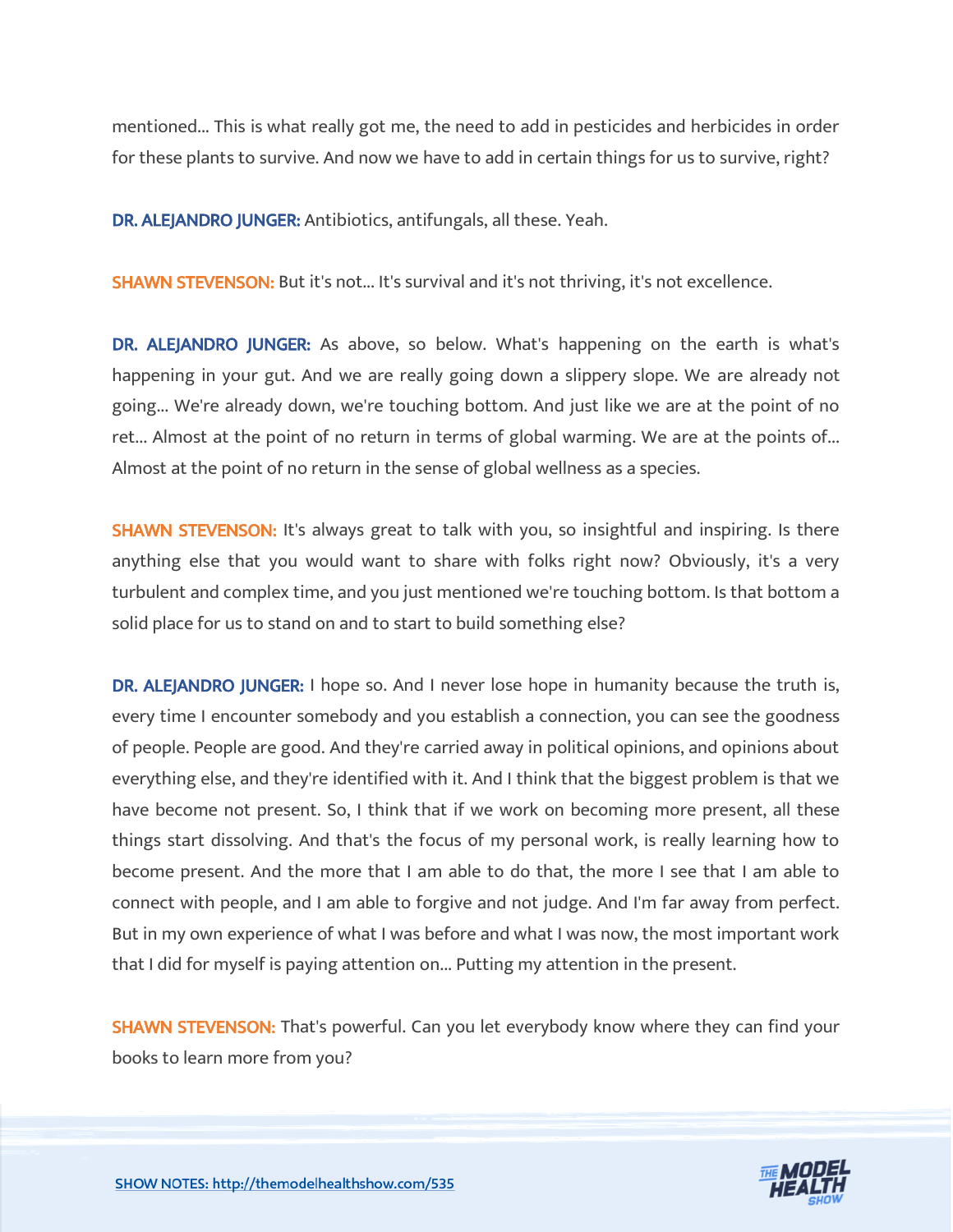mentioned... This is what really got me, the need to add in pesticides and herbicides in order for these plants to survive. And now we have to add in certain things for us to survive, right?

**DR. ALEJANDRO JUNGER:** Antibiotics, antifungals, all these. Yeah.

**SHAWN STEVENSON:** But it's not... It's survival and it's not thriving, it's not excellence.

**DR. ALEJANDRO JUNGER:** As above, so below. What's happening on the earth is what's happening in your gut. And we are really going down a slippery slope. We are already not going... We're already down, we're touching bottom. And just like we are at the point of no ret... Almost at the point of no return in terms of global warming. We are at the points of... Almost at the point of no return in the sense of global wellness as a species.

**SHAWN STEVENSON:** It's always great to talk with you, so insightful and inspiring. Is there anything else that you would want to share with folks right now? Obviously, it's a very turbulent and complex time, and you just mentioned we're touching bottom. Is that bottom a solid place for us to stand on and to start to build something else?

**DR. ALEJANDRO JUNGER:** I hope so. And I never lose hope in humanity because the truth is, every time I encounter somebody and you establish a connection, you can see the goodness of people. People are good. And they're carried away in political opinions, and opinions about everything else, and they're identified with it. And I think that the biggest problem is that we have become not present. So, I think that if we work on becoming more present, all these things start dissolving. And that's the focus of my personal work, is really learning how to become present. And the more that I am able to do that, the more I see that I am able to connect with people, and I am able to forgive and not judge. And I'm far away from perfect. But in my own experience of what I was before and what I was now, the most important work that I did for myself is paying attention on... Putting my attention in the present.

**SHAWN STEVENSON:** That's powerful. Can you let everybody know where they can find your books to learn more from you?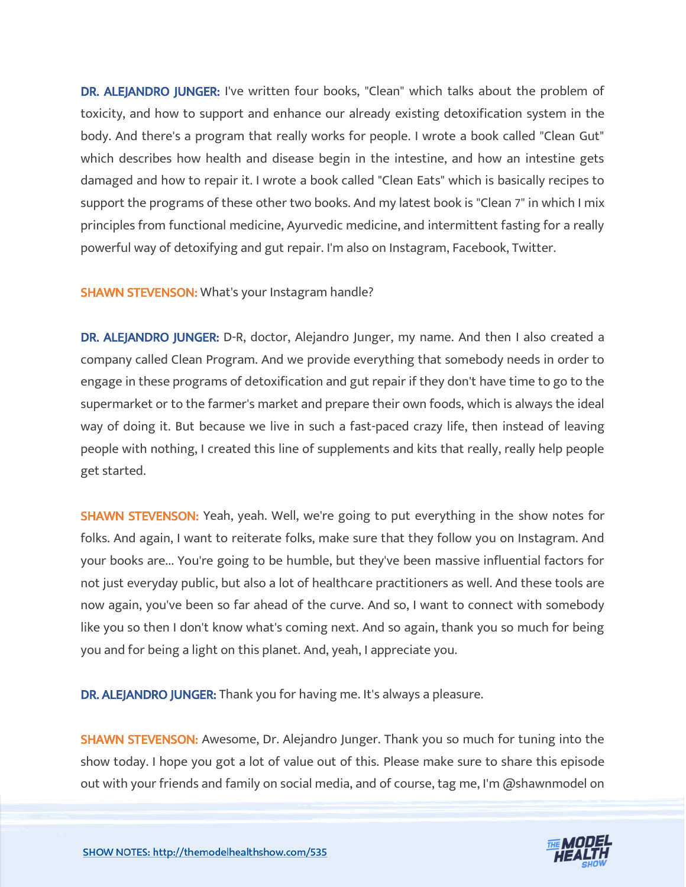**DR. ALEJANDRO JUNGER:** I've written four books, "Clean" which talks about the problem of toxicity, and how to support and enhance our already existing detoxification system in the body. And there's a program that really works for people. I wrote a book called "Clean Gut" which describes how health and disease begin in the intestine, and how an intestine gets damaged and how to repair it. I wrote a book called "Clean Eats" which is basically recipes to support the programs of these other two books. And my latest book is "Clean 7" in which I mix principles from functional medicine, Ayurvedic medicine, and intermittent fasting for a really powerful way of detoxifying and gut repair. I'm also on Instagram, Facebook, Twitter.

**SHAWN STEVENSON:** What's your Instagram handle?

**DR. ALEJANDRO JUNGER:** D-R, doctor, Alejandro Junger, my name. And then I also created a company called Clean Program. And we provide everything that somebody needs in order to engage in these programs of detoxification and gut repair if they don't have time to go to the supermarket or to the farmer's market and prepare their own foods, which is always the ideal way of doing it. But because we live in such a fast-paced crazy life, then instead of leaving people with nothing, I created this line of supplements and kits that really, really help people get started.

**SHAWN STEVENSON:** Yeah, yeah. Well, we're going to put everything in the show notes for folks. And again, I want to reiterate folks, make sure that they follow you on Instagram. And your books are... You're going to be humble, but they've been massive influential factors for not just everyday public, but also a lot of healthcare practitioners as well. And these tools are now again, you've been so far ahead of the curve. And so, I want to connect with somebody like you so then I don't know what's coming next. And so again, thank you so much for being you and for being a light on this planet. And, yeah, I appreciate you.

**DR. ALEJANDRO JUNGER:** Thank you for having me. It's always a pleasure.

**SHAWN STEVENSON:** Awesome, Dr. Alejandro Junger. Thank you so much for tuning into the show today. I hope you got a lot of value out of this. Please make sure to share this episode out with your friends and family on social media, and of course, tag me, I'm @shawnmodel on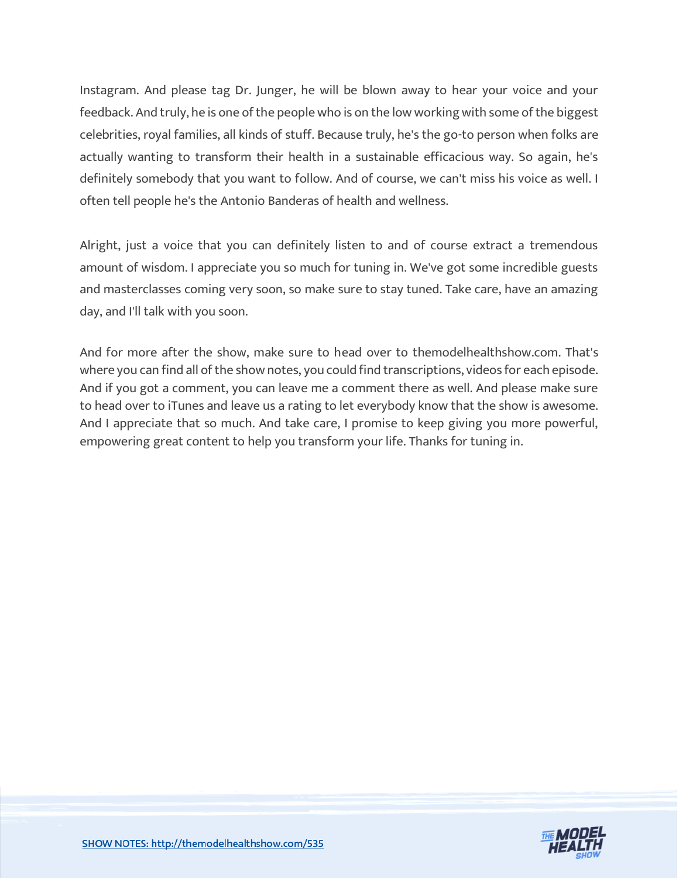Instagram. And please tag Dr. Junger, he will be blown away to hear your voice and your feedback. And truly, he is one of the people who is on the low working with some of the biggest celebrities, royal families, all kinds of stuff. Because truly, he's the go-to person when folks are actually wanting to transform their health in a sustainable efficacious way. So again, he's definitely somebody that you want to follow. And of course, we can't miss his voice as well. I often tell people he's the Antonio Banderas of health and wellness.

Alright, just a voice that you can definitely listen to and of course extract a tremendous amount of wisdom. I appreciate you so much for tuning in. We've got some incredible guests and masterclasses coming very soon, so make sure to stay tuned. Take care, have an amazing day, and I'll talk with you soon.

And for more after the show, make sure to head over to themodelhealthshow.com. That's where you can find all of the show notes, you could find transcriptions, videos for each episode. And if you got a comment, you can leave me a comment there as well. And please make sure to head over to iTunes and leave us a rating to let everybody know that the show is awesome. And I appreciate that so much. And take care, I promise to keep giving you more powerful, empowering great content to help you transform your life. Thanks for tuning in.